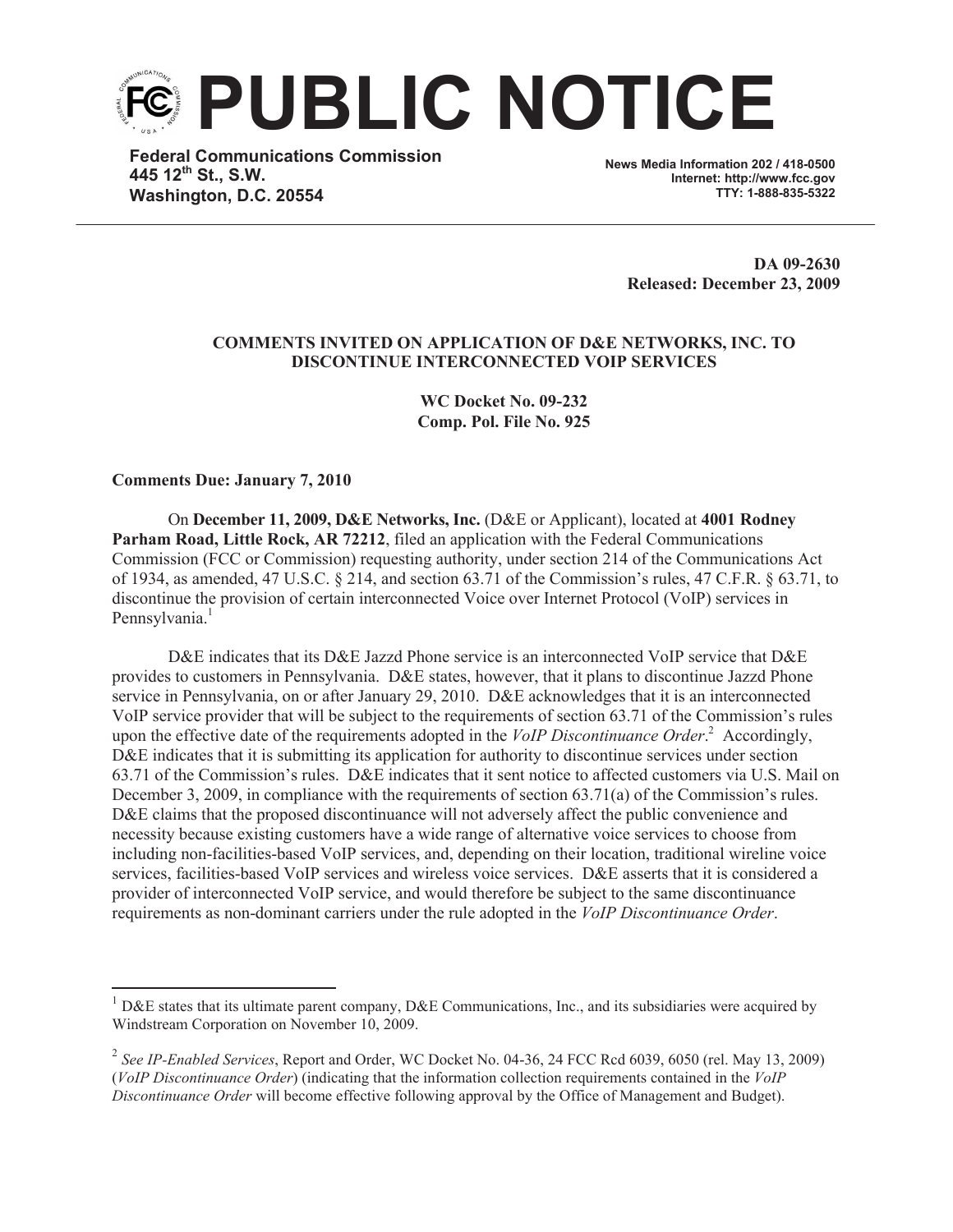# PUBLIC NOTICE

**Federal Communications Commission**
**445 12th St., S.W.**
**Washington, D.C. 20554**

**News Media Information 202 / 418-0500**
**Internet: http://www.fcc.gov**
**TTY: 1-888-835-5322**

**DA 09-2630**
**Released: December 23, 2009**

**COMMENTS INVITED ON APPLICATION OF D&E NETWORKS, INC. TO DISCONTINUE INTERCONNECTED VOIP SERVICES**

**WC Docket No. 09-232**
**Comp. Pol. File No. 925**

**Comments Due: January 7, 2010**

On **December 11, 2009, D&E Networks, Inc.** (D&E or Applicant), located at **4001 Rodney Parham Road, Little Rock, AR 72212**, filed an application with the Federal Communications Commission (FCC or Commission) requesting authority, under section 214 of the Communications Act of 1934, as amended, 47 U.S.C. § 214, and section 63.71 of the Commission's rules, 47 C.F.R. § 63.71, to discontinue the provision of certain interconnected Voice over Internet Protocol (VoIP) services in Pennsylvania.[1]

D&E indicates that its D&E Jazzd Phone service is an interconnected VoIP service that D&E provides to customers in Pennsylvania. D&E states, however, that it plans to discontinue Jazzd Phone service in Pennsylvania, on or after January 29, 2010. D&E acknowledges that it is an interconnected VoIP service provider that will be subject to the requirements of section 63.71 of the Commission's rules upon the effective date of the requirements adopted in the *VoIP Discontinuance Order*.[2] Accordingly, D&E indicates that it is submitting its application for authority to discontinue services under section 63.71 of the Commission's rules. D&E indicates that it sent notice to affected customers via U.S. Mail on December 3, 2009, in compliance with the requirements of section 63.71(a) of the Commission's rules. D&E claims that the proposed discontinuance will not adversely affect the public convenience and necessity because existing customers have a wide range of alternative voice services to choose from including non-facilities-based VoIP services, and, depending on their location, traditional wireline voice services, facilities-based VoIP services and wireless voice services. D&E asserts that it is considered a provider of interconnected VoIP service, and would therefore be subject to the same discontinuance requirements as non-dominant carriers under the rule adopted in the *VoIP Discontinuance Order*.

---

[1] D&E states that its ultimate parent company, D&E Communications, Inc., and its subsidiaries were acquired by Windstream Corporation on November 10, 2009.

[2] *See IP-Enabled Services*, Report and Order, WC Docket No. 04-36, 24 FCC Rcd 6039, 6050 (rel. May 13, 2009) (*VoIP Discontinuance Order*) (indicating that the information collection requirements contained in the *VoIP Discontinuance Order* will become effective following approval by the Office of Management and Budget).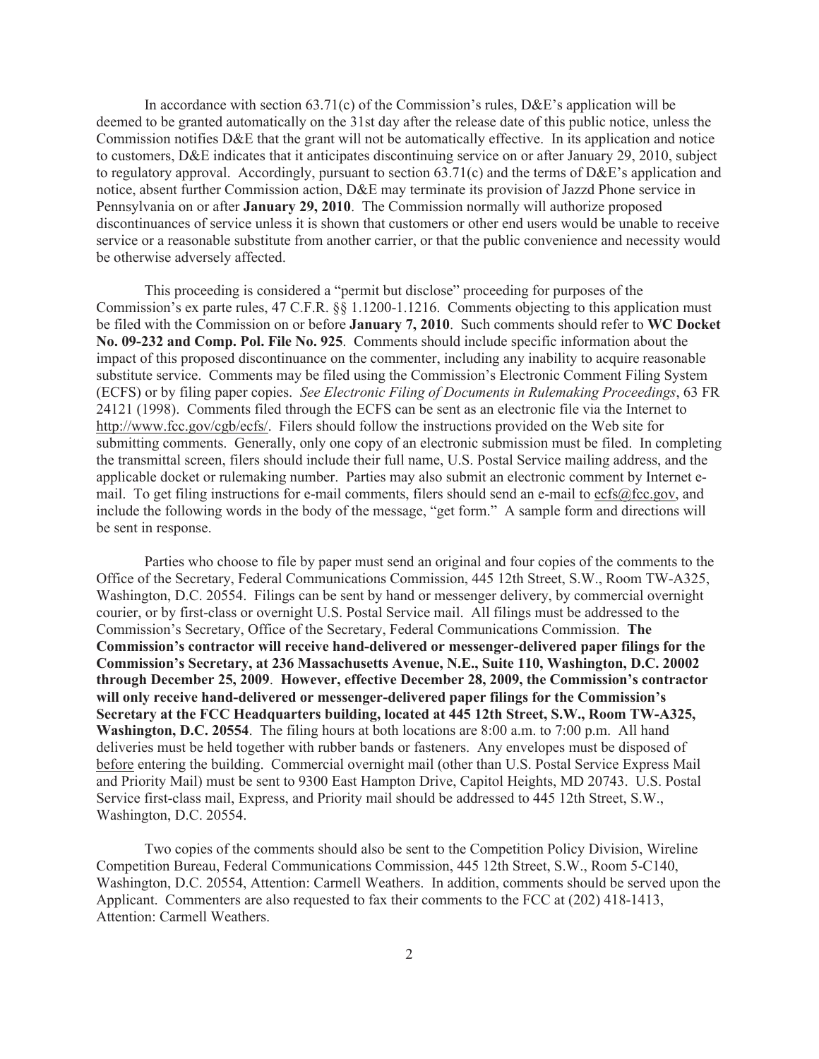In accordance with section 63.71(c) of the Commission's rules, D&E's application will be deemed to be granted automatically on the 31st day after the release date of this public notice, unless the Commission notifies D&E that the grant will not be automatically effective. In its application and notice to customers, D&E indicates that it anticipates discontinuing service on or after January 29, 2010, subject to regulatory approval. Accordingly, pursuant to section 63.71(c) and the terms of D&E's application and notice, absent further Commission action, D&E may terminate its provision of Jazzd Phone service in Pennsylvania on or after **January 29, 2010**. The Commission normally will authorize proposed discontinuances of service unless it is shown that customers or other end users would be unable to receive service or a reasonable substitute from another carrier, or that the public convenience and necessity would be otherwise adversely affected.

This proceeding is considered a "permit but disclose" proceeding for purposes of the Commission's ex parte rules, 47 C.F.R. §§ 1.1200-1.1216. Comments objecting to this application must be filed with the Commission on or before **January 7, 2010**. Such comments should refer to **WC Docket No. 09-232 and Comp. Pol. File No. 925**. Comments should include specific information about the impact of this proposed discontinuance on the commenter, including any inability to acquire reasonable substitute service. Comments may be filed using the Commission's Electronic Comment Filing System (ECFS) or by filing paper copies. *See Electronic Filing of Documents in Rulemaking Proceedings*, 63 FR 24121 (1998). Comments filed through the ECFS can be sent as an electronic file via the Internet to http://www.fcc.gov/cgb/ecfs/. Filers should follow the instructions provided on the Web site for submitting comments. Generally, only one copy of an electronic submission must be filed. In completing the transmittal screen, filers should include their full name, U.S. Postal Service mailing address, and the applicable docket or rulemaking number. Parties may also submit an electronic comment by Internet e-mail. To get filing instructions for e-mail comments, filers should send an e-mail to ecfs@fcc.gov, and include the following words in the body of the message, "get form." A sample form and directions will be sent in response.

Parties who choose to file by paper must send an original and four copies of the comments to the Office of the Secretary, Federal Communications Commission, 445 12th Street, S.W., Room TW-A325, Washington, D.C. 20554. Filings can be sent by hand or messenger delivery, by commercial overnight courier, or by first-class or overnight U.S. Postal Service mail. All filings must be addressed to the Commission's Secretary, Office of the Secretary, Federal Communications Commission. **The Commission's contractor will receive hand-delivered or messenger-delivered paper filings for the Commission's Secretary, at 236 Massachusetts Avenue, N.E., Suite 110, Washington, D.C. 20002 through December 25, 2009**. **However, effective December 28, 2009, the Commission's contractor will only receive hand-delivered or messenger-delivered paper filings for the Commission's Secretary at the FCC Headquarters building, located at 445 12th Street, S.W., Room TW-A325, Washington, D.C. 20554**. The filing hours at both locations are 8:00 a.m. to 7:00 p.m. All hand deliveries must be held together with rubber bands or fasteners. Any envelopes must be disposed of before entering the building. Commercial overnight mail (other than U.S. Postal Service Express Mail and Priority Mail) must be sent to 9300 East Hampton Drive, Capitol Heights, MD 20743. U.S. Postal Service first-class mail, Express, and Priority mail should be addressed to 445 12th Street, S.W., Washington, D.C. 20554.

Two copies of the comments should also be sent to the Competition Policy Division, Wireline Competition Bureau, Federal Communications Commission, 445 12th Street, S.W., Room 5-C140, Washington, D.C. 20554, Attention: Carmell Weathers. In addition, comments should be served upon the Applicant. Commenters are also requested to fax their comments to the FCC at (202) 418-1413, Attention: Carmell Weathers.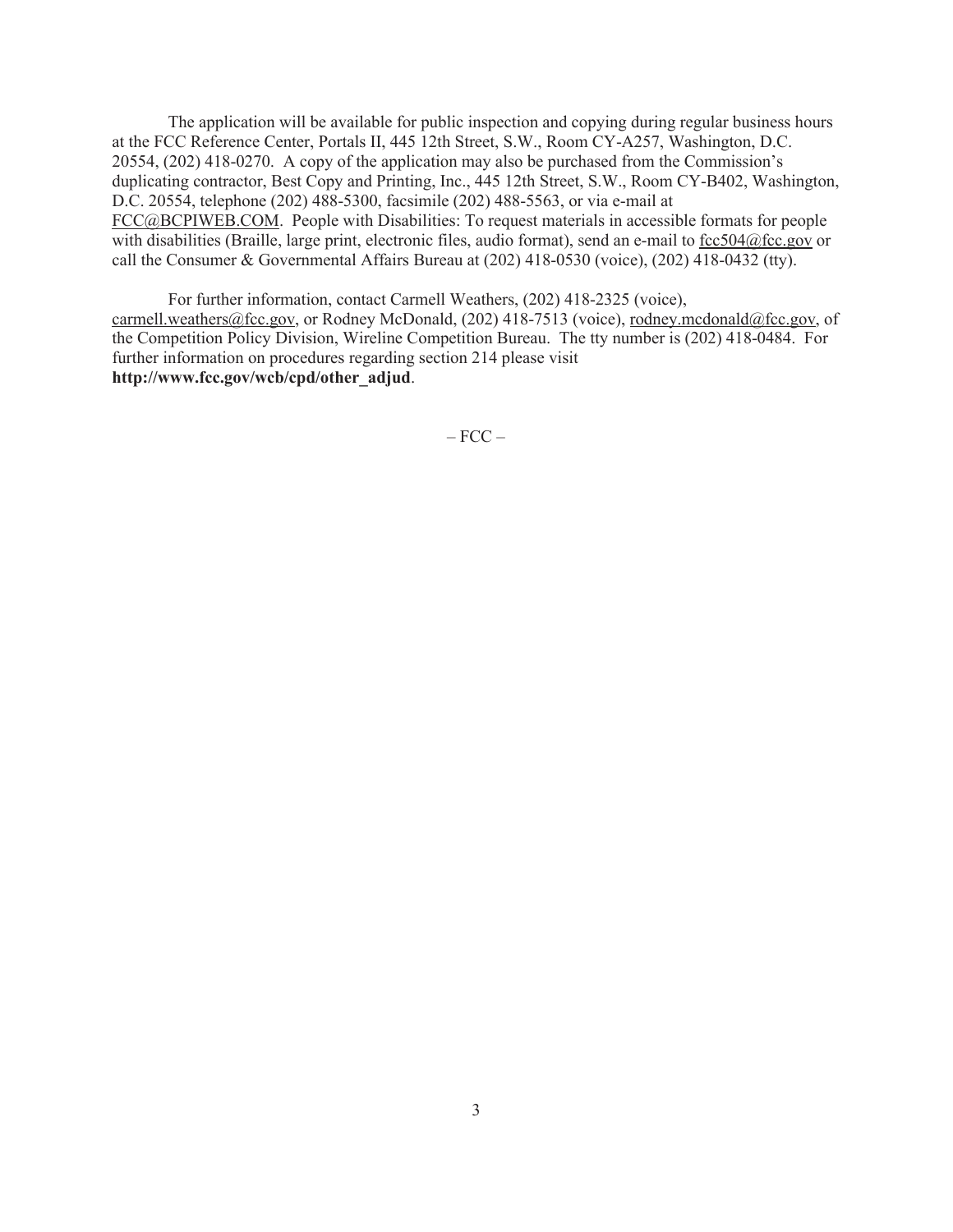The application will be available for public inspection and copying during regular business hours at the FCC Reference Center, Portals II, 445 12th Street, S.W., Room CY-A257, Washington, D.C. 20554, (202) 418-0270. A copy of the application may also be purchased from the Commission's duplicating contractor, Best Copy and Printing, Inc., 445 12th Street, S.W., Room CY-B402, Washington, D.C. 20554, telephone (202) 488-5300, facsimile (202) 488-5563, or via e-mail at FCC@BCPIWEB.COM. People with Disabilities: To request materials in accessible formats for people with disabilities (Braille, large print, electronic files, audio format), send an e-mail to fcc504@fcc.gov or call the Consumer & Governmental Affairs Bureau at (202) 418-0530 (voice), (202) 418-0432 (tty).

For further information, contact Carmell Weathers, (202) 418-2325 (voice), carmell.weathers@fcc.gov, or Rodney McDonald, (202) 418-7513 (voice), rodney.mcdonald@fcc.gov, of the Competition Policy Division, Wireline Competition Bureau. The tty number is (202) 418-0484. For further information on procedures regarding section 214 please visit **http://www.fcc.gov/wcb/cpd/other_adjud**.

– FCC –